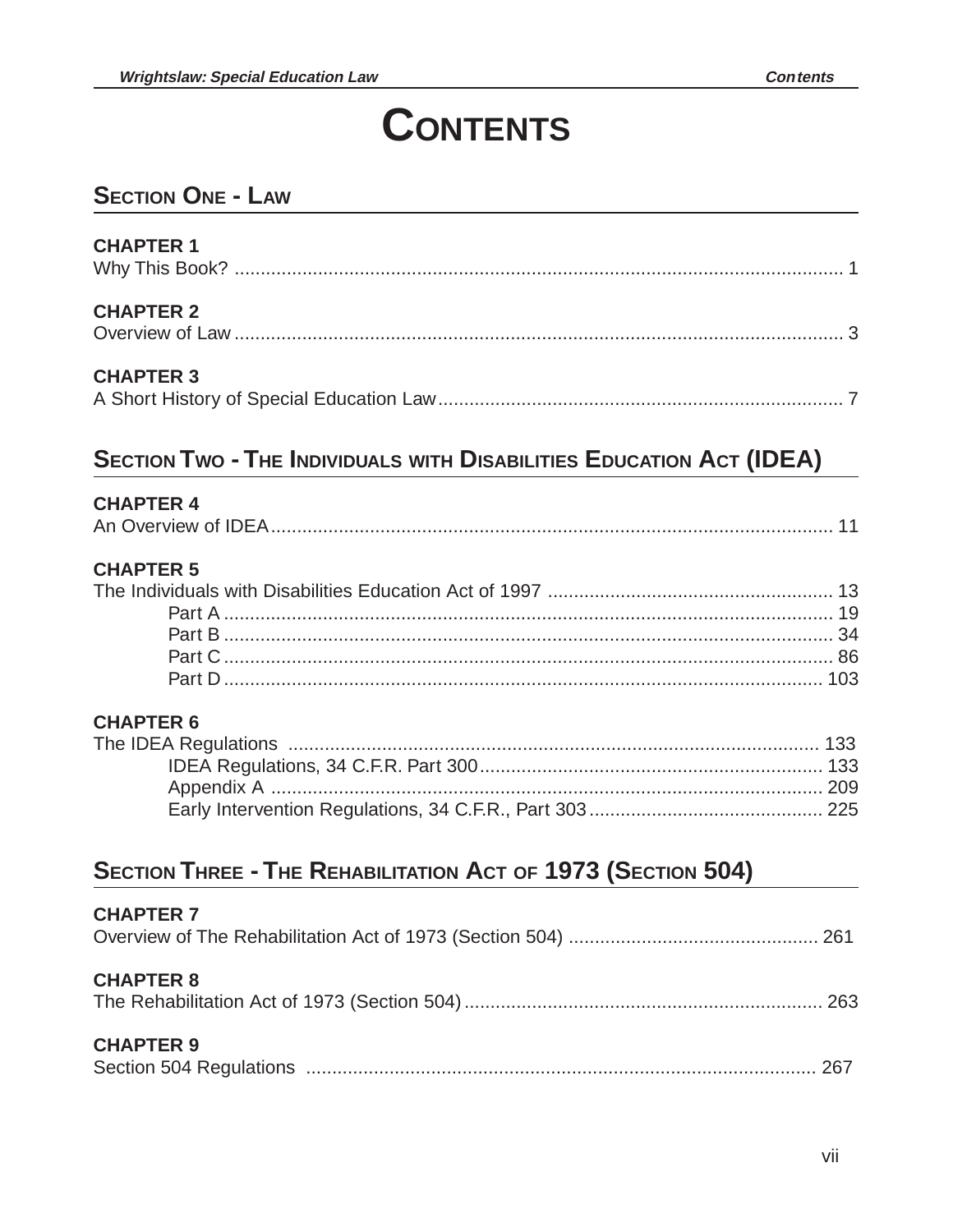# CONTENTS

## SECTION ONE - LAW

**CHAPTER 1**
Why This Book? .... 1

**CHAPTER 2**
Overview of Law .... 3

**CHAPTER 3**
A Short History of Special Education Law .... 7

## SECTION TWO - THE INDIVIDUALS WITH DISABILITIES EDUCATION ACT (IDEA)

**CHAPTER 4**
An Overview of IDEA .... 11

**CHAPTER 5**
The Individuals with Disabilities Education Act of 1997 .... 13
- Part A .... 19
- Part B .... 34
- Part C .... 86
- Part D .... 103

**CHAPTER 6**
The IDEA Regulations .... 133
- IDEA Regulations, 34 C.F.R. Part 300 .... 133
- Appendix A .... 209
- Early Intervention Regulations, 34 C.F.R., Part 303 .... 225

## SECTION THREE - THE REHABILITATION ACT OF 1973 (SECTION 504)

**CHAPTER 7**
Overview of The Rehabilitation Act of 1973 (Section 504) .... 261

**CHAPTER 8**
The Rehabilitation Act of 1973 (Section 504) .... 263

**CHAPTER 9**
Section 504 Regulations .... 267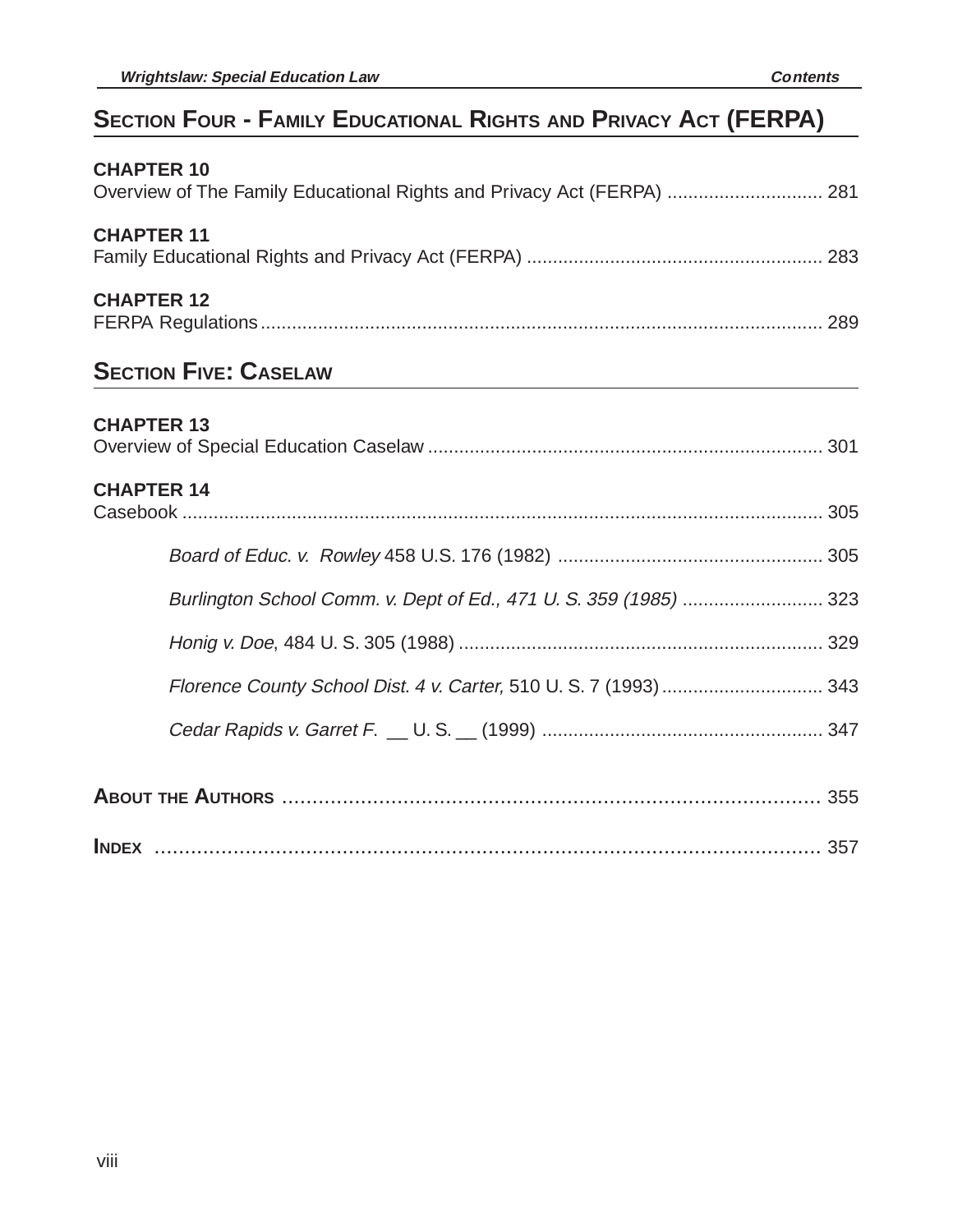## Section Four - Family Educational Rights and Privacy Act (FERPA)

**CHAPTER 10**
Overview of The Family Educational Rights and Privacy Act (FERPA) .............................. 281

**CHAPTER 11**
Family Educational Rights and Privacy Act (FERPA) ........................................................ 283

**CHAPTER 12**
FERPA Regulations.......................................................................................................... 289

## Section Five: Caselaw

**CHAPTER 13**
Overview of Special Education Caselaw ........................................................................... 301

**CHAPTER 14**
Casebook .......................................................................................................................... 305

*Board of Educ. v. Rowley* 458 U.S. 176 (1982) .................................................. 305

*Burlington School Comm. v. Dept of Ed., 471 U. S. 359 (1985)* ........................... 323

*Honig v. Doe*, 484 U. S. 305 (1988) ..................................................................... 329

*Florence County School Dist. 4 v. Carter,* 510 U. S. 7 (1993) ............................... 343

*Cedar Rapids v. Garret F.* __ U. S. __ (1999) ..................................................... 347

**About the Authors** ......................................................................................... 355

**Index** ............................................................................................................. 357